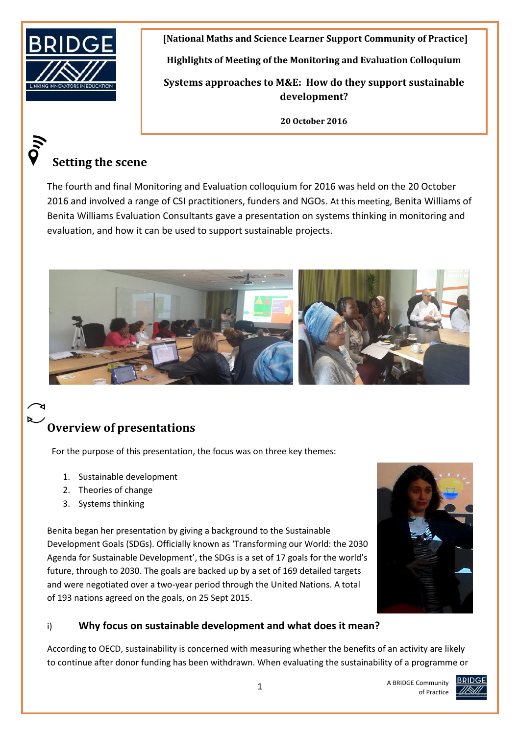**[National Maths and Science Learner Support Community of Practice]**

**Highlights of Meeting of the Monitoring and Evaluation Colloquium**

**Systems approaches to M&E: How do they support sustainable development?**

**20 October 2016**

## Setting the scene

The fourth and final Monitoring and Evaluation colloquium for 2016 was held on the 20 October 2016 and involved a range of CSI practitioners, funders and NGOs. At this meeting, Benita Williams of Benita Williams Evaluation Consultants gave a presentation on systems thinking in monitoring and evaluation, and how it can be used to support sustainable projects.

## Overview of presentations

For the purpose of this presentation, the focus was on three key themes:

1. Sustainable development
2. Theories of change
3. Systems thinking

Benita began her presentation by giving a background to the Sustainable Development Goals (SDGs). Officially known as 'Transforming our World: the 2030 Agenda for Sustainable Development', the SDGs is a set of 17 goals for the world's future, through to 2030. The goals are backed up by a set of 169 detailed targets and were negotiated over a two-year period through the United Nations. A total of 193 nations agreed on the goals, on 25 Sept 2015.

### i) Why focus on sustainable development and what does it mean?

According to OECD, sustainability is concerned with measuring whether the benefits of an activity are likely to continue after donor funding has been withdrawn. When evaluating the sustainability of a programme or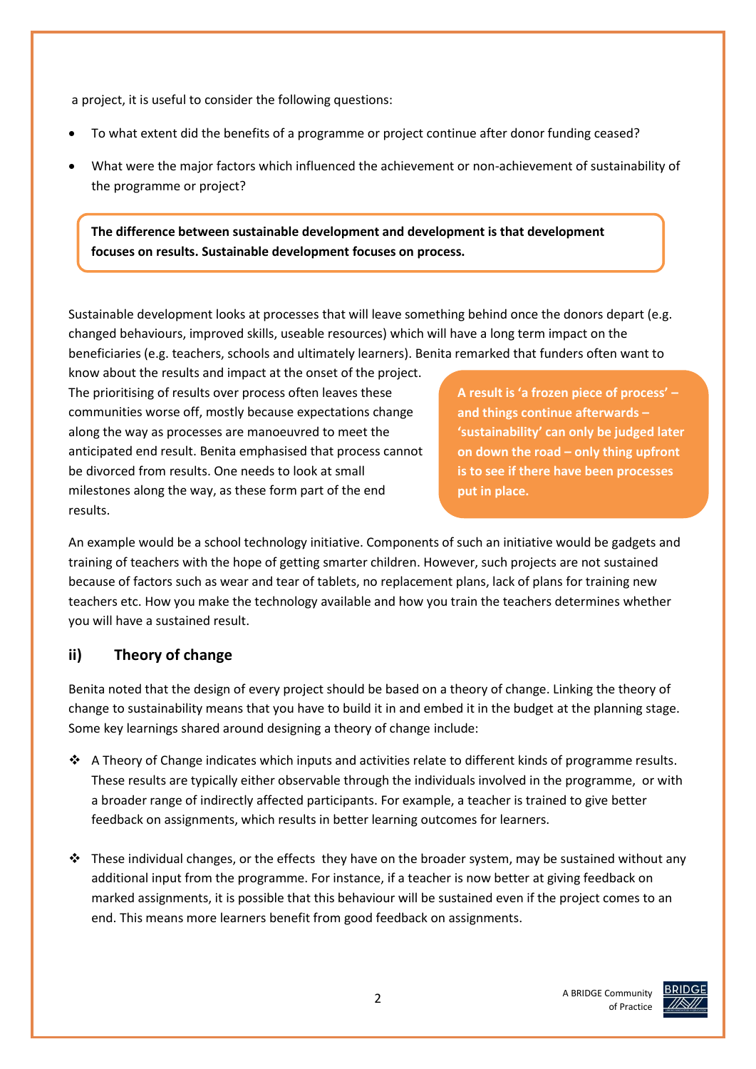a project, it is useful to consider the following questions:

- To what extent did the benefits of a programme or project continue after donor funding ceased?
- What were the major factors which influenced the achievement or non-achievement of sustainability of the programme or project?

**The difference between sustainable development and development is that development focuses on results. Sustainable development focuses on process.**

Sustainable development looks at processes that will leave something behind once the donors depart (e.g. changed behaviours, improved skills, useable resources) which will have a long term impact on the beneficiaries (e.g. teachers, schools and ultimately learners). Benita remarked that funders often want to know about the results and impact at the onset of the project. The prioritising of results over process often leaves these communities worse off, mostly because expectations change along the way as processes are manoeuvred to meet the anticipated end result. Benita emphasised that process cannot be divorced from results. One needs to look at small milestones along the way, as these form part of the end results.

**A result is 'a frozen piece of process' – and things continue afterwards – 'sustainability' can only be judged later on down the road – only thing upfront is to see if there have been processes put in place.**

An example would be a school technology initiative. Components of such an initiative would be gadgets and training of teachers with the hope of getting smarter children. However, such projects are not sustained because of factors such as wear and tear of tablets, no replacement plans, lack of plans for training new teachers etc. How you make the technology available and how you train the teachers determines whether you will have a sustained result.

## ii) Theory of change

Benita noted that the design of every project should be based on a theory of change. Linking the theory of change to sustainability means that you have to build it in and embed it in the budget at the planning stage. Some key learnings shared around designing a theory of change include:

- A Theory of Change indicates which inputs and activities relate to different kinds of programme results. These results are typically either observable through the individuals involved in the programme, or with a broader range of indirectly affected participants. For example, a teacher is trained to give better feedback on assignments, which results in better learning outcomes for learners.
- These individual changes, or the effects they have on the broader system, may be sustained without any additional input from the programme. For instance, if a teacher is now better at giving feedback on marked assignments, it is possible that this behaviour will be sustained even if the project comes to an end. This means more learners benefit from good feedback on assignments.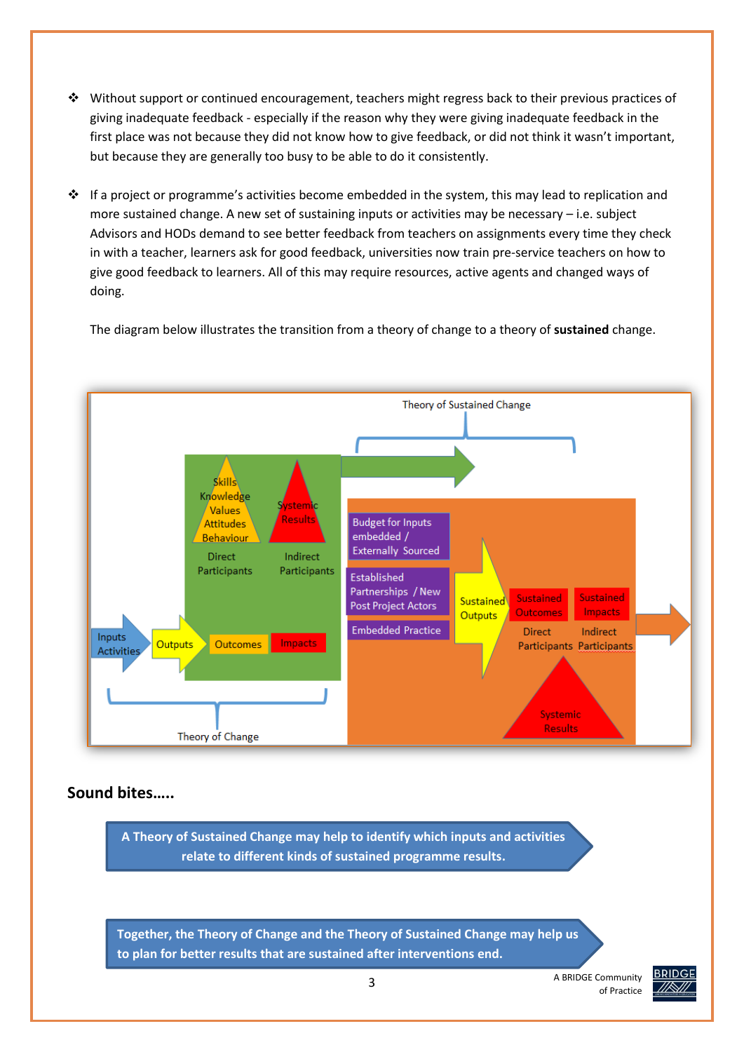- Without support or continued encouragement, teachers might regress back to their previous practices of giving inadequate feedback - especially if the reason why they were giving inadequate feedback in the first place was not because they did not know how to give feedback, or did not think it wasn't important, but because they are generally too busy to be able to do it consistently.

- If a project or programme's activities become embedded in the system, this may lead to replication and more sustained change. A new set of sustaining inputs or activities may be necessary – i.e. subject Advisors and HODs demand to see better feedback from teachers on assignments every time they check in with a teacher, learners ask for good feedback, universities now train pre-service teachers on how to give good feedback to learners. All of this may require resources, active agents and changed ways of doing.

The diagram below illustrates the transition from a theory of change to a theory of **sustained** change.

Theory of Sustained Change

Skills Knowledge Values Attitudes Behaviour

Systemic Results

Direct Participants

Indirect Participants

Budget for Inputs embedded / Externally Sourced

Established Partnerships / New Post Project Actors

Embedded Practice

Sustained Outputs

Sustained Outcomes

Sustained Impacts

Direct Participants

Indirect Participants

Inputs Activities

Outputs

Outcomes

Impacts

Systemic Results

Theory of Change

## Sound bites…..

**A Theory of Sustained Change may help to identify which inputs and activities relate to different kinds of sustained programme results.**

**Together, the Theory of Change and the Theory of Sustained Change may help us to plan for better results that are sustained after interventions end.**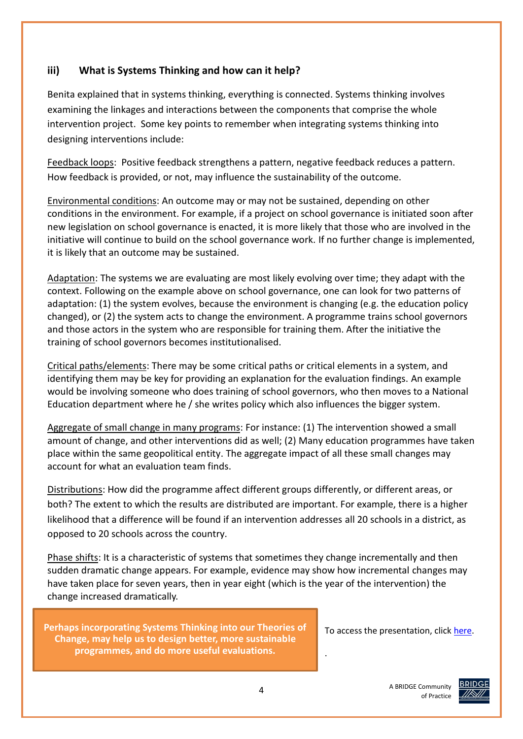### iii) What is Systems Thinking and how can it help?

Benita explained that in systems thinking, everything is connected. Systems thinking involves examining the linkages and interactions between the components that comprise the whole intervention project. Some key points to remember when integrating systems thinking into designing interventions include:

Feedback loops: Positive feedback strengthens a pattern, negative feedback reduces a pattern. How feedback is provided, or not, may influence the sustainability of the outcome.

Environmental conditions: An outcome may or may not be sustained, depending on other conditions in the environment. For example, if a project on school governance is initiated soon after new legislation on school governance is enacted, it is more likely that those who are involved in the initiative will continue to build on the school governance work. If no further change is implemented, it is likely that an outcome may be sustained.

Adaptation: The systems we are evaluating are most likely evolving over time; they adapt with the context. Following on the example above on school governance, one can look for two patterns of adaptation: (1) the system evolves, because the environment is changing (e.g. the education policy changed), or (2) the system acts to change the environment. A programme trains school governors and those actors in the system who are responsible for training them. After the initiative the training of school governors becomes institutionalised.

Critical paths/elements: There may be some critical paths or critical elements in a system, and identifying them may be key for providing an explanation for the evaluation findings. An example would be involving someone who does training of school governors, who then moves to a National Education department where he / she writes policy which also influences the bigger system.

Aggregate of small change in many programs: For instance: (1) The intervention showed a small amount of change, and other interventions did as well; (2) Many education programmes have taken place within the same geopolitical entity. The aggregate impact of all these small changes may account for what an evaluation team finds.

Distributions: How did the programme affect different groups differently, or different areas, or both? The extent to which the results are distributed are important. For example, there is a higher likelihood that a difference will be found if an intervention addresses all 20 schools in a district, as opposed to 20 schools across the country.

Phase shifts: It is a characteristic of systems that sometimes they change incrementally and then sudden dramatic change appears. For example, evidence may show how incremental changes may have taken place for seven years, then in year eight (which is the year of the intervention) the change increased dramatically.

**Perhaps incorporating Systems Thinking into our Theories of Change, may help us to design better, more sustainable programmes, and do more useful evaluations.**

To access the presentation, click [here](#).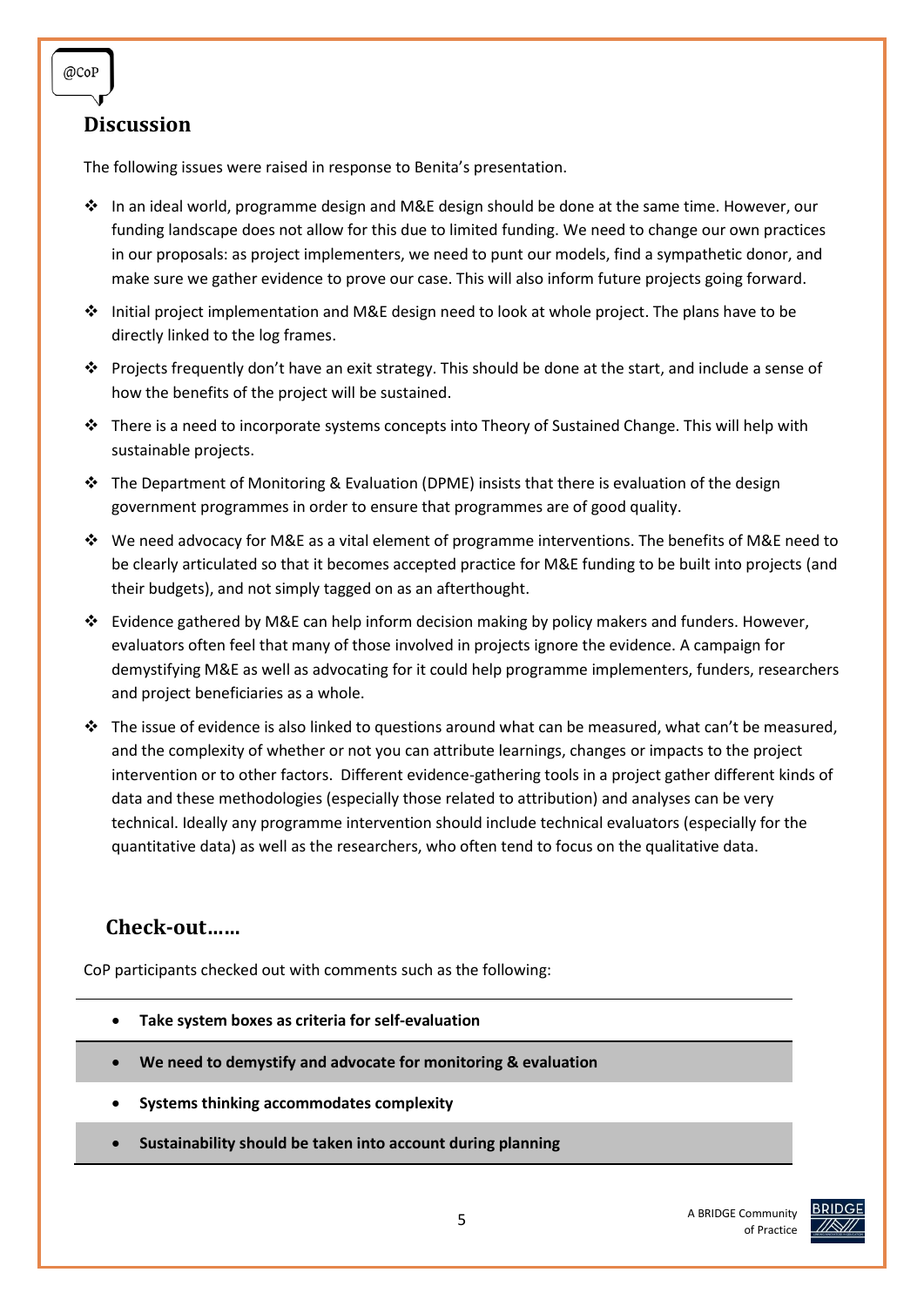@CoP

## Discussion

The following issues were raised in response to Benita's presentation.

- In an ideal world, programme design and M&E design should be done at the same time. However, our funding landscape does not allow for this due to limited funding. We need to change our own practices in our proposals: as project implementers, we need to punt our models, find a sympathetic donor, and make sure we gather evidence to prove our case. This will also inform future projects going forward.
- Initial project implementation and M&E design need to look at whole project. The plans have to be directly linked to the log frames.
- Projects frequently don't have an exit strategy. This should be done at the start, and include a sense of how the benefits of the project will be sustained.
- There is a need to incorporate systems concepts into Theory of Sustained Change. This will help with sustainable projects.
- The Department of Monitoring & Evaluation (DPME) insists that there is evaluation of the design government programmes in order to ensure that programmes are of good quality.
- We need advocacy for M&E as a vital element of programme interventions. The benefits of M&E need to be clearly articulated so that it becomes accepted practice for M&E funding to be built into projects (and their budgets), and not simply tagged on as an afterthought.
- Evidence gathered by M&E can help inform decision making by policy makers and funders. However, evaluators often feel that many of those involved in projects ignore the evidence. A campaign for demystifying M&E as well as advocating for it could help programme implementers, funders, researchers and project beneficiaries as a whole.
- The issue of evidence is also linked to questions around what can be measured, what can't be measured, and the complexity of whether or not you can attribute learnings, changes or impacts to the project intervention or to other factors. Different evidence-gathering tools in a project gather different kinds of data and these methodologies (especially those related to attribution) and analyses can be very technical. Ideally any programme intervention should include technical evaluators (especially for the quantitative data) as well as the researchers, who often tend to focus on the qualitative data.

## Check-out……

CoP participants checked out with comments such as the following:

- **Take system boxes as criteria for self-evaluation**
- **We need to demystify and advocate for monitoring & evaluation**
- **Systems thinking accommodates complexity**
- **Sustainability should be taken into account during planning**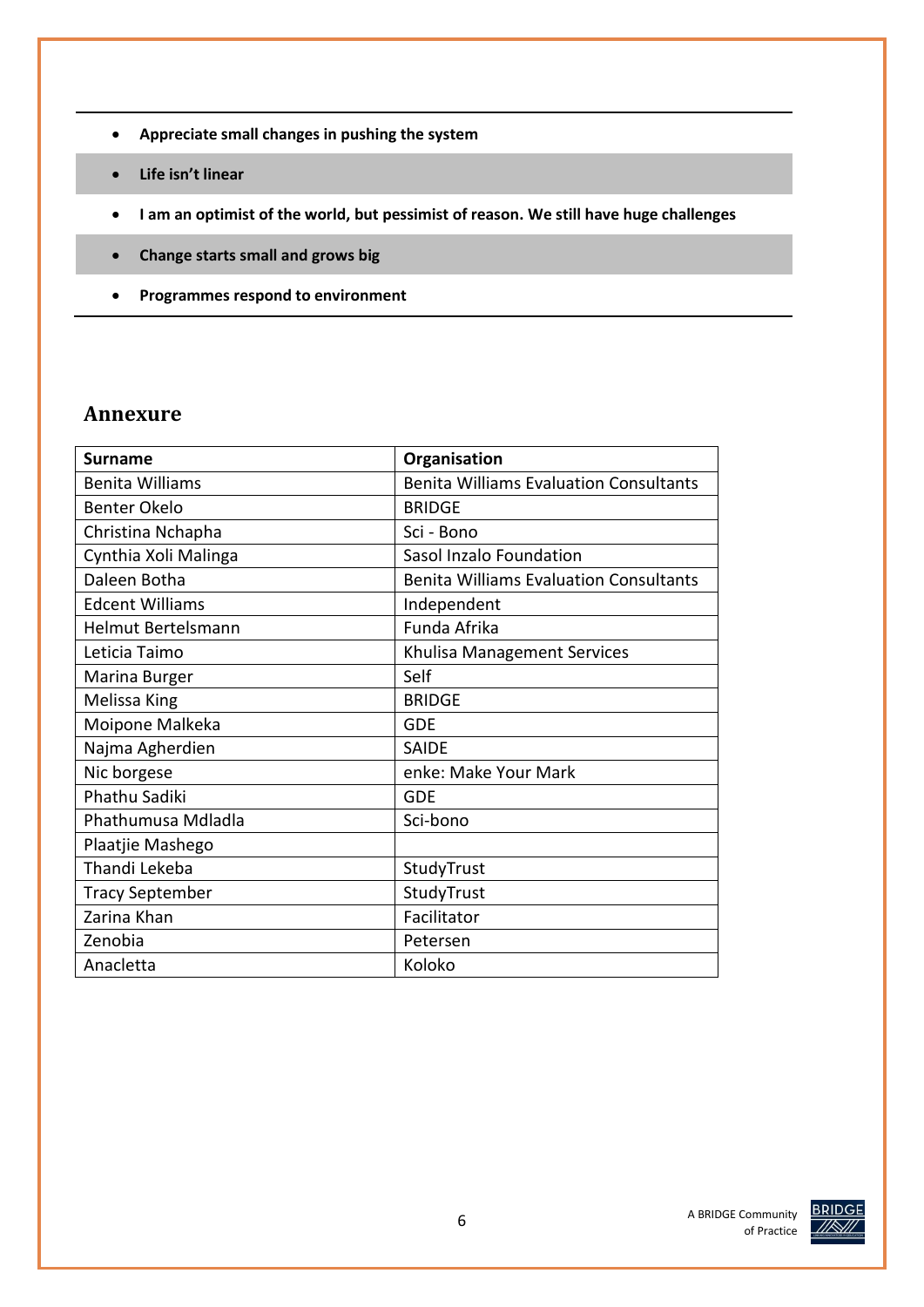- **Appreciate small changes in pushing the system**
- **Life isn't linear**
- **I am an optimist of the world, but pessimist of reason. We still have huge challenges**
- **Change starts small and grows big**
- **Programmes respond to environment**

## Annexure

| Surname | Organisation |
|---|---|
| Benita Williams | Benita Williams Evaluation Consultants |
| Benter Okelo | BRIDGE |
| Christina Nchapha | Sci - Bono |
| Cynthia Xoli Malinga | Sasol Inzalo Foundation |
| Daleen Botha | Benita Williams Evaluation Consultants |
| Edcent Williams | Independent |
| Helmut Bertelsmann | Funda Afrika |
| Leticia Taimo | Khulisa Management Services |
| Marina Burger | Self |
| Melissa King | BRIDGE |
| Moipone Malkeka | GDE |
| Najma Agherdien | SAIDE |
| Nic borgese | enke: Make Your Mark |
| Phathu Sadiki | GDE |
| Phathumusa Mdladla | Sci-bono |
| Plaatjie Mashego | |
| Thandi Lekeba | StudyTrust |
| Tracy September | StudyTrust |
| Zarina Khan | Facilitator |
| Zenobia | Petersen |
| Anacletta | Koloko |